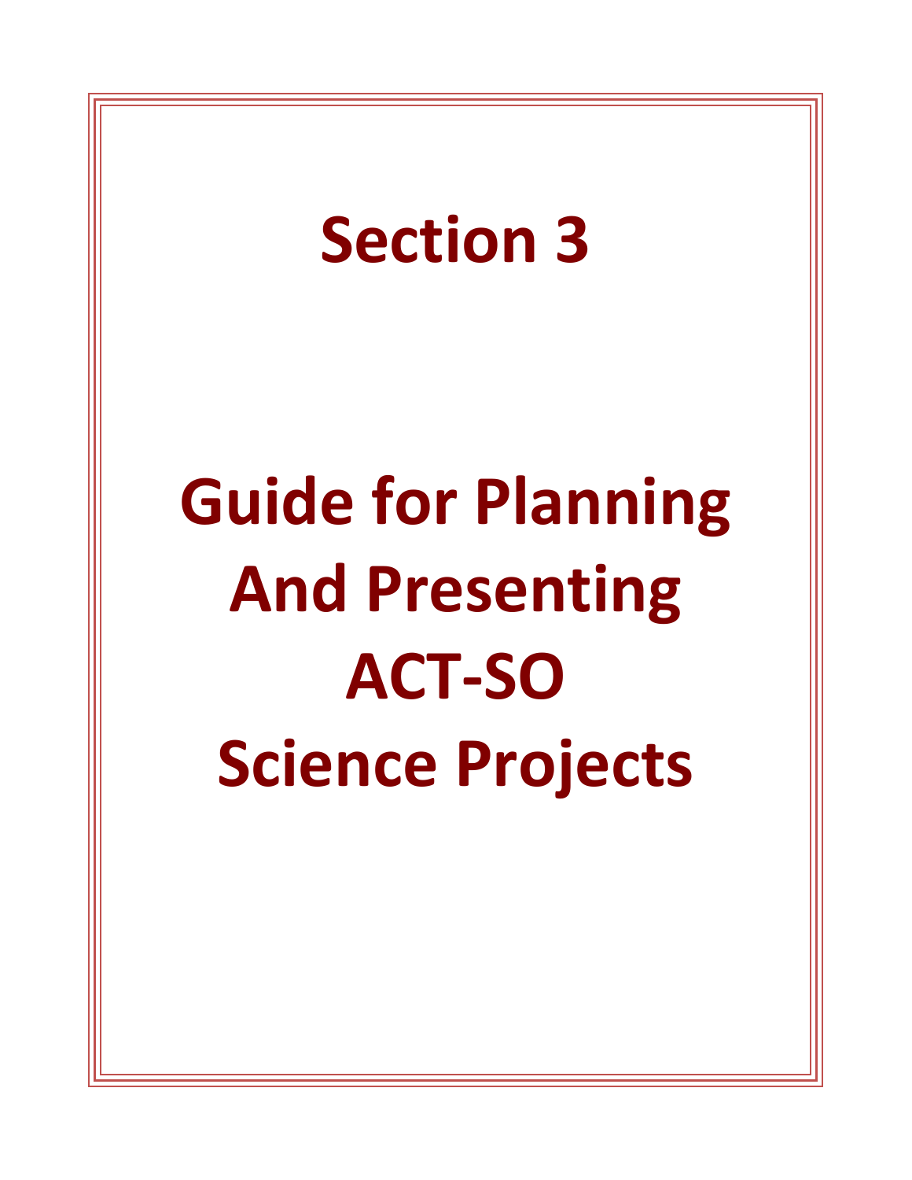# Section 3

# Guide for Planning And Presenting ACT-SO Science Projects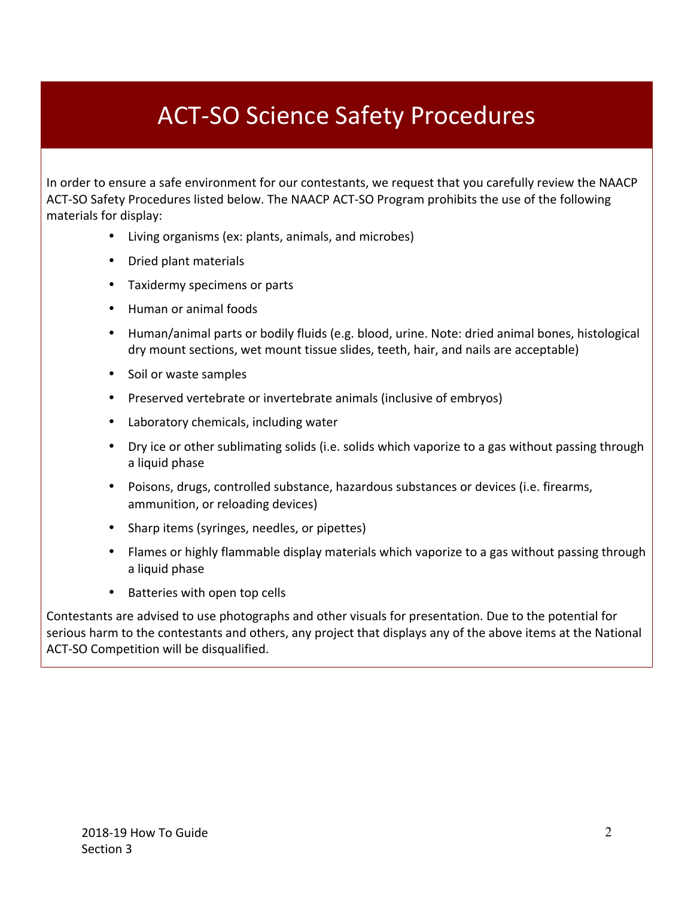# ACT-SO Science Safety Procedures

In order to ensure a safe environment for our contestants, we request that you carefully review the NAACP ACT-SO Safety Procedures listed below. The NAACP ACT-SO Program prohibits the use of the following materials for display:

- Living organisms (ex: plants, animals, and microbes)
- Dried plant materials
- Taxidermy specimens or parts
- Human or animal foods
- Human/animal parts or bodily fluids (e.g. blood, urine. Note: dried animal bones, histological dry mount sections, wet mount tissue slides, teeth, hair, and nails are acceptable)
- Soil or waste samples
- Preserved vertebrate or invertebrate animals (inclusive of embryos)
- Laboratory chemicals, including water
- Dry ice or other sublimating solids (i.e. solids which vaporize to a gas without passing through a liquid phase
- Poisons, drugs, controlled substance, hazardous substances or devices (i.e. firearms, ammunition, or reloading devices)
- Sharp items (syringes, needles, or pipettes)
- Flames or highly flammable display materials which vaporize to a gas without passing through a liquid phase
- Batteries with open top cells

Contestants are advised to use photographs and other visuals for presentation. Due to the potential for serious harm to the contestants and others, any project that displays any of the above items at the National ACT-SO Competition will be disqualified.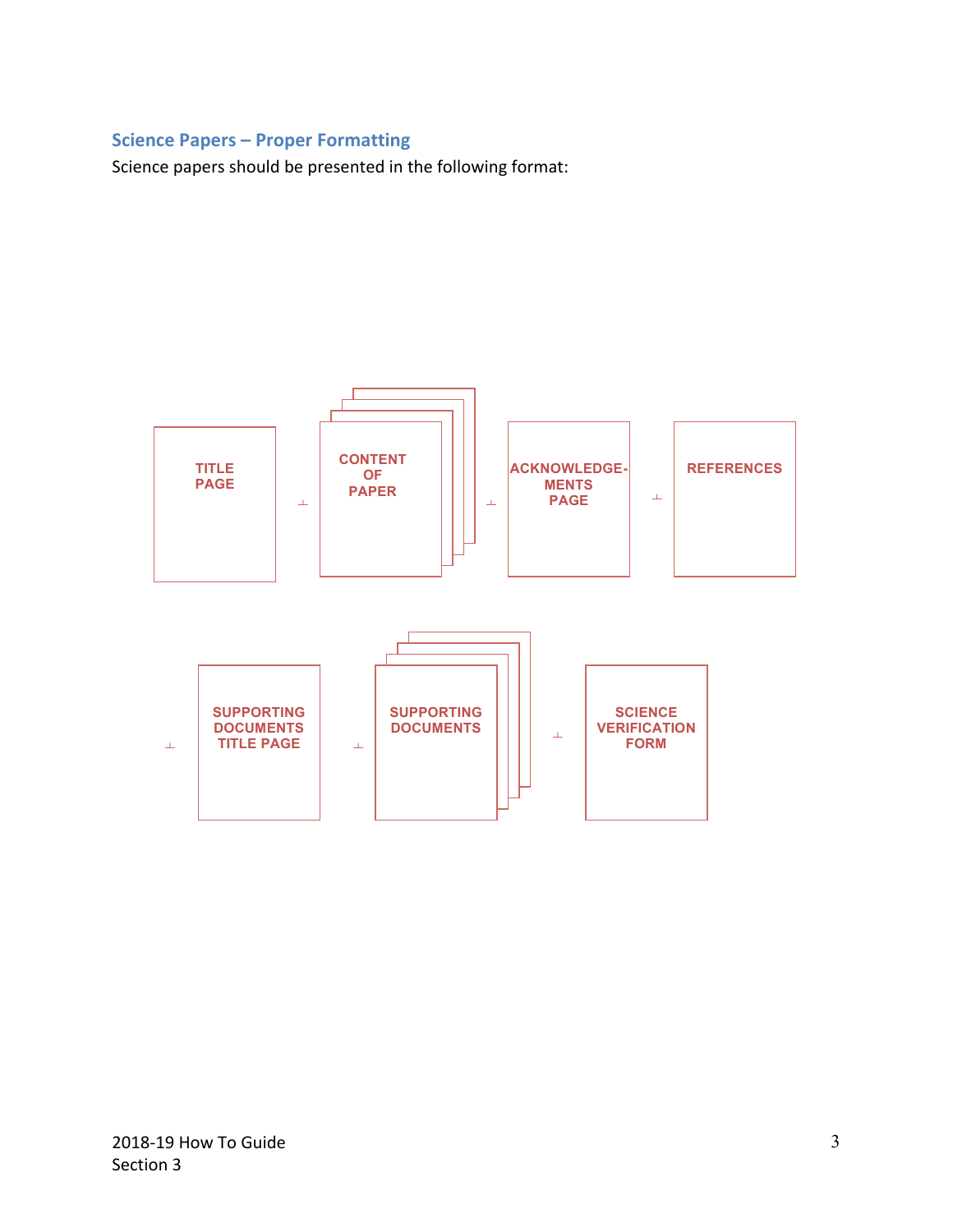## Science Papers – Proper Formatting

Science papers should be presented in the following format:

TITLE PAGE + CONTENT OF PAPER + ACKNOWLEDGE-MENTS PAGE + REFERENCES

+ SUPPORTING DOCUMENTS TITLE PAGE + SUPPORTING DOCUMENTS + SCIENCE VERIFICATION FORM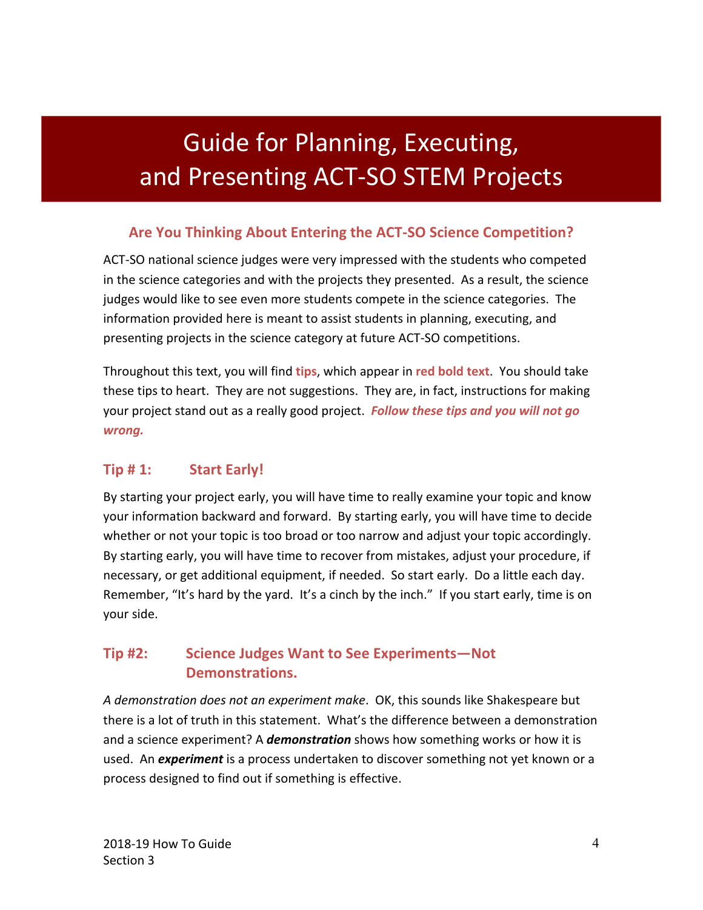# Guide for Planning, Executing, and Presenting ACT-SO STEM Projects

## Are You Thinking About Entering the ACT-SO Science Competition?

ACT-SO national science judges were very impressed with the students who competed in the science categories and with the projects they presented. As a result, the science judges would like to see even more students compete in the science categories. The information provided here is meant to assist students in planning, executing, and presenting projects in the science category at future ACT-SO competitions.

Throughout this text, you will find **tips**, which appear in **red bold text**. You should take these tips to heart. They are not suggestions. They are, in fact, instructions for making your project stand out as a really good project. ***Follow these tips and you will not go wrong.***

### Tip # 1: Start Early!

By starting your project early, you will have time to really examine your topic and know your information backward and forward. By starting early, you will have time to decide whether or not your topic is too broad or too narrow and adjust your topic accordingly. By starting early, you will have time to recover from mistakes, adjust your procedure, if necessary, or get additional equipment, if needed. So start early. Do a little each day. Remember, "It's hard by the yard. It's a cinch by the inch." If you start early, time is on your side.

### Tip #2: Science Judges Want to See Experiments—Not Demonstrations.

*A demonstration does not an experiment make*. OK, this sounds like Shakespeare but there is a lot of truth in this statement. What's the difference between a demonstration and a science experiment? A ***demonstration*** shows how something works or how it is used. An ***experiment*** is a process undertaken to discover something not yet known or a process designed to find out if something is effective.

2018-19 How To Guide
Section 3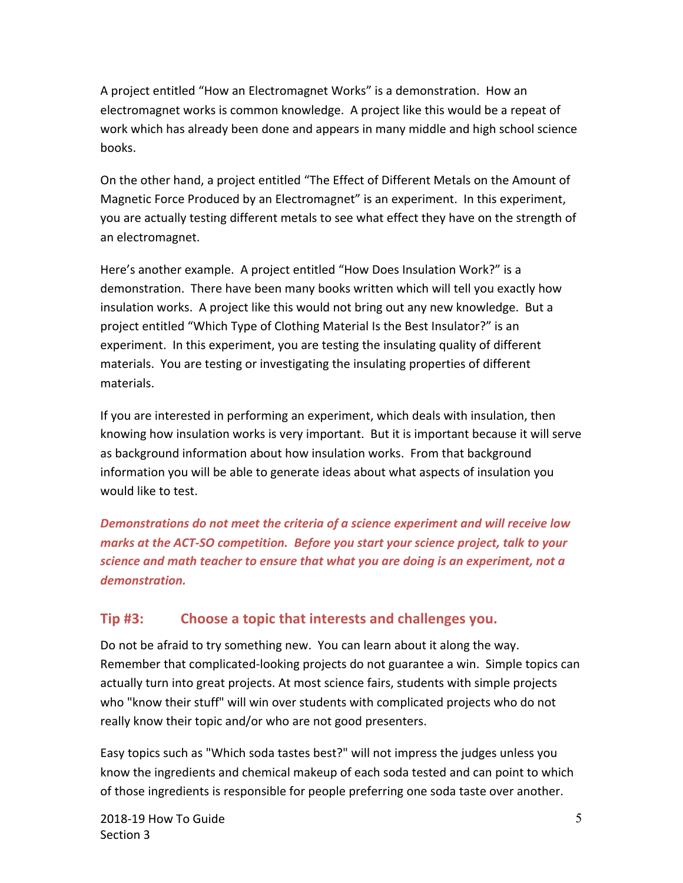A project entitled "How an Electromagnet Works" is a demonstration. How an electromagnet works is common knowledge. A project like this would be a repeat of work which has already been done and appears in many middle and high school science books.

On the other hand, a project entitled "The Effect of Different Metals on the Amount of Magnetic Force Produced by an Electromagnet" is an experiment. In this experiment, you are actually testing different metals to see what effect they have on the strength of an electromagnet.

Here's another example. A project entitled "How Does Insulation Work?" is a demonstration. There have been many books written which will tell you exactly how insulation works. A project like this would not bring out any new knowledge. But a project entitled "Which Type of Clothing Material Is the Best Insulator?" is an experiment. In this experiment, you are testing the insulating quality of different materials. You are testing or investigating the insulating properties of different materials.

If you are interested in performing an experiment, which deals with insulation, then knowing how insulation works is very important. But it is important because it will serve as background information about how insulation works. From that background information you will be able to generate ideas about what aspects of insulation you would like to test.

***Demonstrations do not meet the criteria of a science experiment and will receive low marks at the ACT-SO competition. Before you start your science project, talk to your science and math teacher to ensure that what you are doing is an experiment, not a demonstration.***

## Tip #3: Choose a topic that interests and challenges you.

Do not be afraid to try something new. You can learn about it along the way. Remember that complicated-looking projects do not guarantee a win. Simple topics can actually turn into great projects. At most science fairs, students with simple projects who "know their stuff" will win over students with complicated projects who do not really know their topic and/or who are not good presenters.

Easy topics such as "Which soda tastes best?" will not impress the judges unless you know the ingredients and chemical makeup of each soda tested and can point to which of those ingredients is responsible for people preferring one soda taste over another.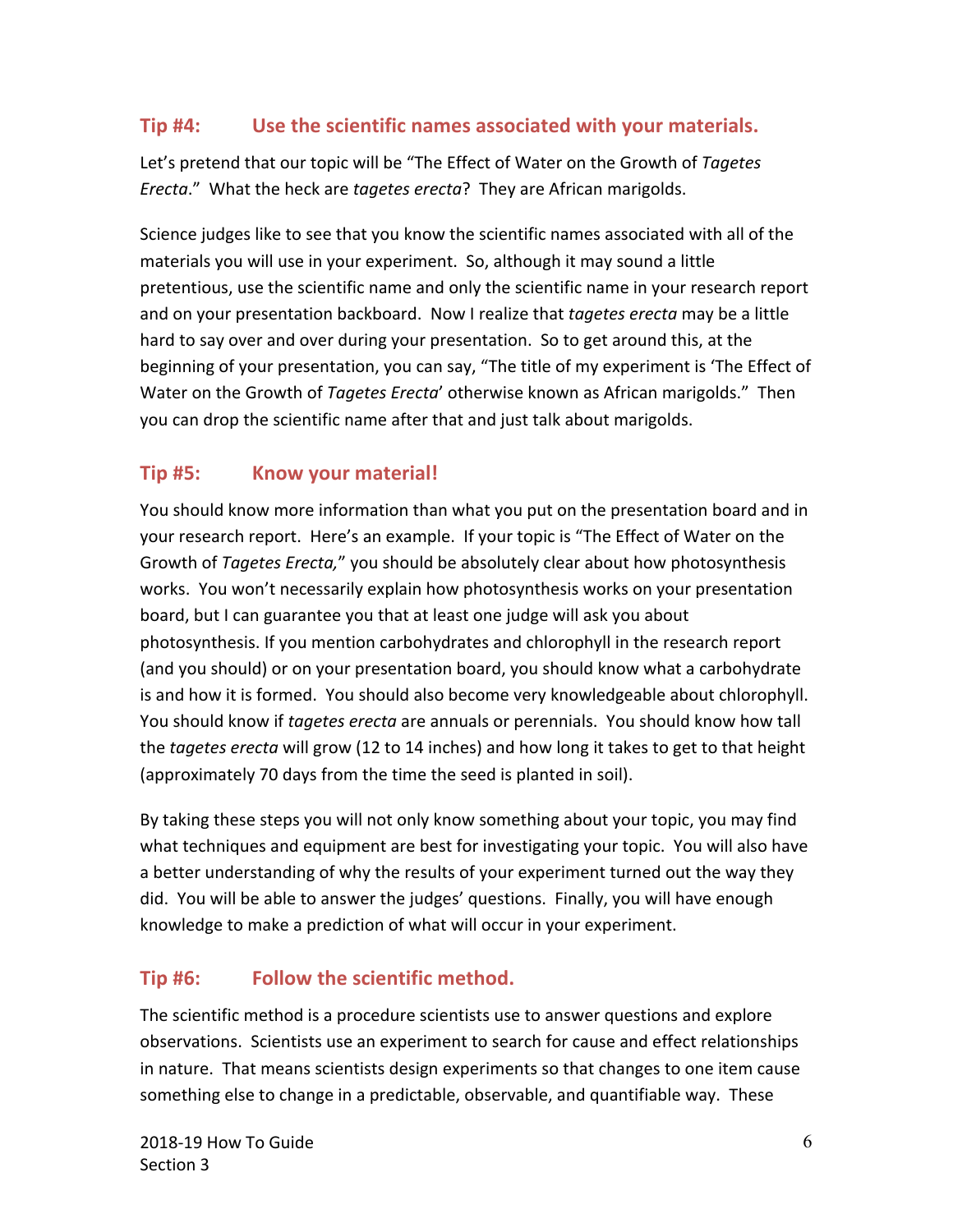## Tip #4: Use the scientific names associated with your materials.

Let's pretend that our topic will be "The Effect of Water on the Growth of *Tagetes Erecta*." What the heck are *tagetes erecta*? They are African marigolds.

Science judges like to see that you know the scientific names associated with all of the materials you will use in your experiment. So, although it may sound a little pretentious, use the scientific name and only the scientific name in your research report and on your presentation backboard. Now I realize that *tagetes erecta* may be a little hard to say over and over during your presentation. So to get around this, at the beginning of your presentation, you can say, "The title of my experiment is 'The Effect of Water on the Growth of *Tagetes Erecta*' otherwise known as African marigolds." Then you can drop the scientific name after that and just talk about marigolds.

## Tip #5: Know your material!

You should know more information than what you put on the presentation board and in your research report. Here's an example. If your topic is "The Effect of Water on the Growth of *Tagetes Erecta,*" you should be absolutely clear about how photosynthesis works. You won't necessarily explain how photosynthesis works on your presentation board, but I can guarantee you that at least one judge will ask you about photosynthesis. If you mention carbohydrates and chlorophyll in the research report (and you should) or on your presentation board, you should know what a carbohydrate is and how it is formed. You should also become very knowledgeable about chlorophyll. You should know if *tagetes erecta* are annuals or perennials. You should know how tall the *tagetes erecta* will grow (12 to 14 inches) and how long it takes to get to that height (approximately 70 days from the time the seed is planted in soil).

By taking these steps you will not only know something about your topic, you may find what techniques and equipment are best for investigating your topic. You will also have a better understanding of why the results of your experiment turned out the way they did. You will be able to answer the judges' questions. Finally, you will have enough knowledge to make a prediction of what will occur in your experiment.

## Tip #6: Follow the scientific method.

The scientific method is a procedure scientists use to answer questions and explore observations. Scientists use an experiment to search for cause and effect relationships in nature. That means scientists design experiments so that changes to one item cause something else to change in a predictable, observable, and quantifiable way. These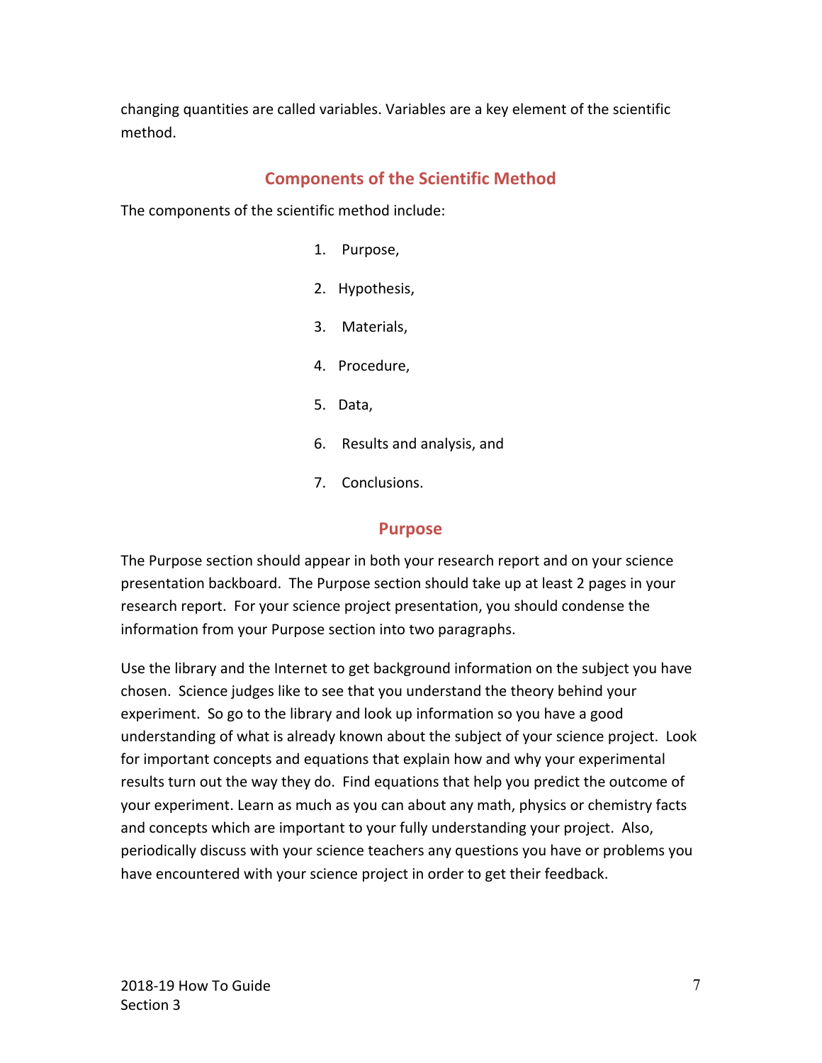changing quantities are called variables. Variables are a key element of the scientific method.

## Components of the Scientific Method

The components of the scientific method include:

1. Purpose,
2. Hypothesis,
3. Materials,
4. Procedure,
5. Data,
6. Results and analysis, and
7. Conclusions.

## Purpose

The Purpose section should appear in both your research report and on your science presentation backboard. The Purpose section should take up at least 2 pages in your research report. For your science project presentation, you should condense the information from your Purpose section into two paragraphs.

Use the library and the Internet to get background information on the subject you have chosen. Science judges like to see that you understand the theory behind your experiment. So go to the library and look up information so you have a good understanding of what is already known about the subject of your science project. Look for important concepts and equations that explain how and why your experimental results turn out the way they do. Find equations that help you predict the outcome of your experiment. Learn as much as you can about any math, physics or chemistry facts and concepts which are important to your fully understanding your project. Also, periodically discuss with your science teachers any questions you have or problems you have encountered with your science project in order to get their feedback.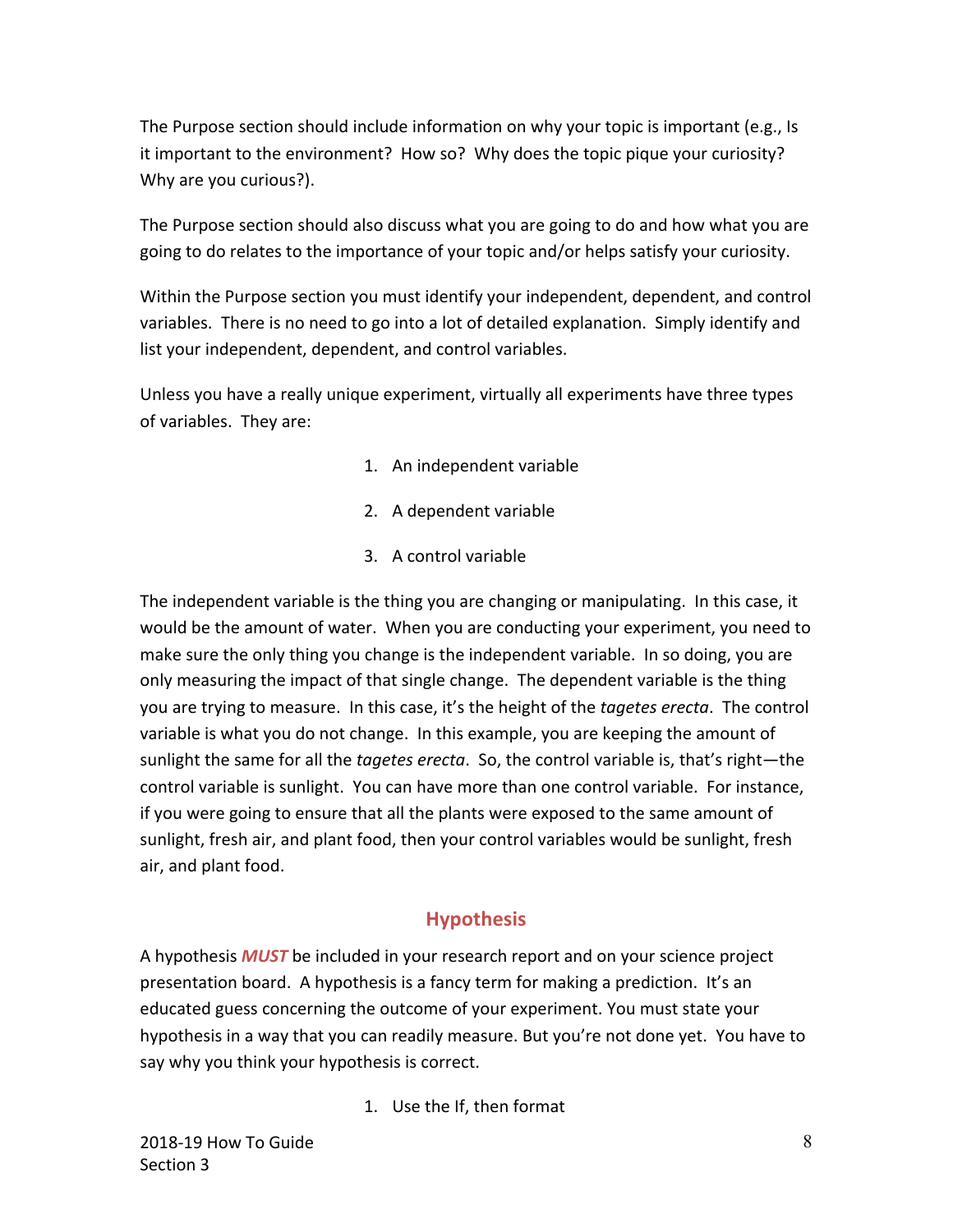The Purpose section should include information on why your topic is important (e.g., Is it important to the environment? How so? Why does the topic pique your curiosity? Why are you curious?).

The Purpose section should also discuss what you are going to do and how what you are going to do relates to the importance of your topic and/or helps satisfy your curiosity.

Within the Purpose section you must identify your independent, dependent, and control variables. There is no need to go into a lot of detailed explanation. Simply identify and list your independent, dependent, and control variables.

Unless you have a really unique experiment, virtually all experiments have three types of variables. They are:

1. An independent variable
2. A dependent variable
3. A control variable

The independent variable is the thing you are changing or manipulating. In this case, it would be the amount of water. When you are conducting your experiment, you need to make sure the only thing you change is the independent variable. In so doing, you are only measuring the impact of that single change. The dependent variable is the thing you are trying to measure. In this case, it's the height of the *tagetes erecta*. The control variable is what you do not change. In this example, you are keeping the amount of sunlight the same for all the *tagetes erecta*. So, the control variable is, that's right—the control variable is sunlight. You can have more than one control variable. For instance, if you were going to ensure that all the plants were exposed to the same amount of sunlight, fresh air, and plant food, then your control variables would be sunlight, fresh air, and plant food.

## Hypothesis

A hypothesis ***MUST*** be included in your research report and on your science project presentation board. A hypothesis is a fancy term for making a prediction. It's an educated guess concerning the outcome of your experiment. You must state your hypothesis in a way that you can readily measure. But you're not done yet. You have to say why you think your hypothesis is correct.

1. Use the If, then format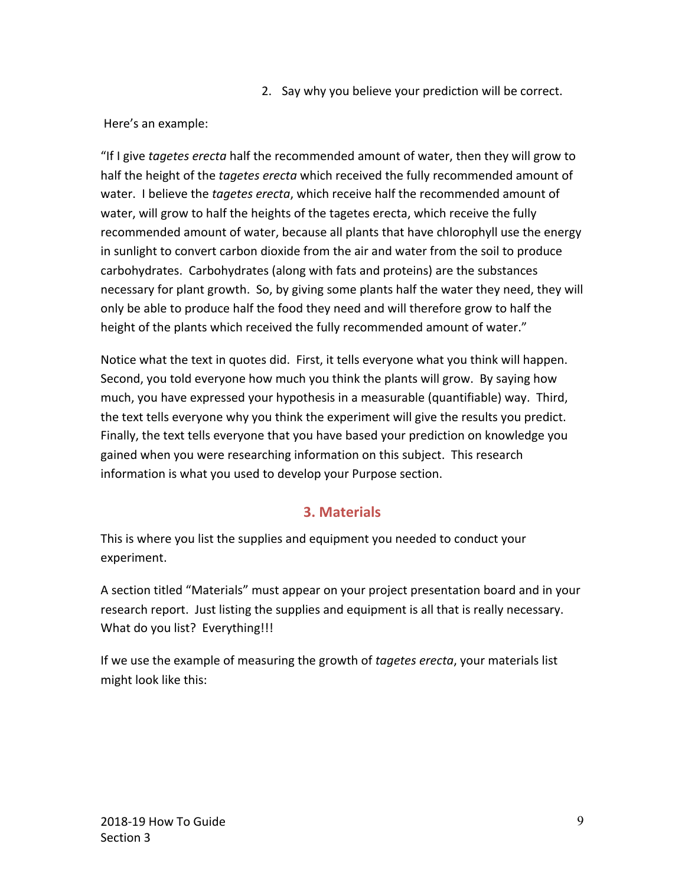2. Say why you believe your prediction will be correct.

Here's an example:

"If I give *tagetes erecta* half the recommended amount of water, then they will grow to half the height of the *tagetes erecta* which received the fully recommended amount of water. I believe the *tagetes erecta*, which receive half the recommended amount of water, will grow to half the heights of the tagetes erecta, which receive the fully recommended amount of water, because all plants that have chlorophyll use the energy in sunlight to convert carbon dioxide from the air and water from the soil to produce carbohydrates. Carbohydrates (along with fats and proteins) are the substances necessary for plant growth. So, by giving some plants half the water they need, they will only be able to produce half the food they need and will therefore grow to half the height of the plants which received the fully recommended amount of water."

Notice what the text in quotes did. First, it tells everyone what you think will happen. Second, you told everyone how much you think the plants will grow. By saying how much, you have expressed your hypothesis in a measurable (quantifiable) way. Third, the text tells everyone why you think the experiment will give the results you predict. Finally, the text tells everyone that you have based your prediction on knowledge you gained when you were researching information on this subject. This research information is what you used to develop your Purpose section.

## 3. Materials

This is where you list the supplies and equipment you needed to conduct your experiment.

A section titled "Materials" must appear on your project presentation board and in your research report. Just listing the supplies and equipment is all that is really necessary. What do you list? Everything!!!

If we use the example of measuring the growth of *tagetes erecta*, your materials list might look like this: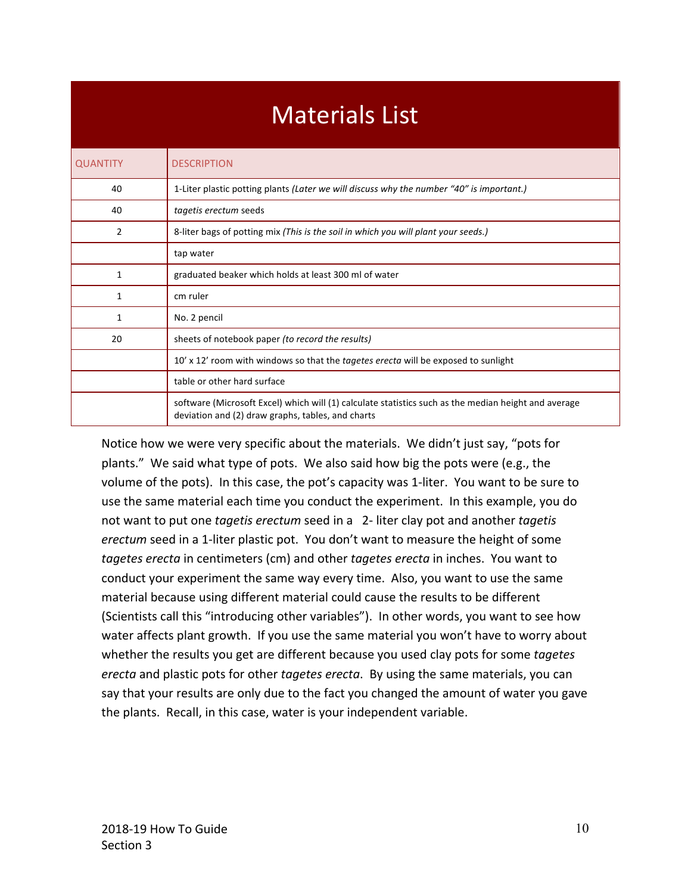# Materials List

| QUANTITY | DESCRIPTION |
|---|---|
| 40 | 1-Liter plastic potting plants *(Later we will discuss why the number "40" is important.)* |
| 40 | *tagetis erectum* seeds |
| 2 | 8-liter bags of potting mix *(This is the soil in which you will plant your seeds.)* |
| | tap water |
| 1 | graduated beaker which holds at least 300 ml of water |
| 1 | cm ruler |
| 1 | No. 2 pencil |
| 20 | sheets of notebook paper *(to record the results)* |
| | 10' x 12' room with windows so that the *tagetes erecta* will be exposed to sunlight |
| | table or other hard surface |
| | software (Microsoft Excel) which will (1) calculate statistics such as the median height and average deviation and (2) draw graphs, tables, and charts |

Notice how we were very specific about the materials. We didn't just say, "pots for plants." We said what type of pots. We also said how big the pots were (e.g., the volume of the pots). In this case, the pot's capacity was 1-liter. You want to be sure to use the same material each time you conduct the experiment. In this example, you do not want to put one *tagetis erectum* seed in a 2- liter clay pot and another *tagetis erectum* seed in a 1-liter plastic pot. You don't want to measure the height of some *tagetes erecta* in centimeters (cm) and other *tagetes erecta* in inches. You want to conduct your experiment the same way every time. Also, you want to use the same material because using different material could cause the results to be different (Scientists call this "introducing other variables"). In other words, you want to see how water affects plant growth. If you use the same material you won't have to worry about whether the results you get are different because you used clay pots for some *tagetes erecta* and plastic pots for other *tagetes erecta*. By using the same materials, you can say that your results are only due to the fact you changed the amount of water you gave the plants. Recall, in this case, water is your independent variable.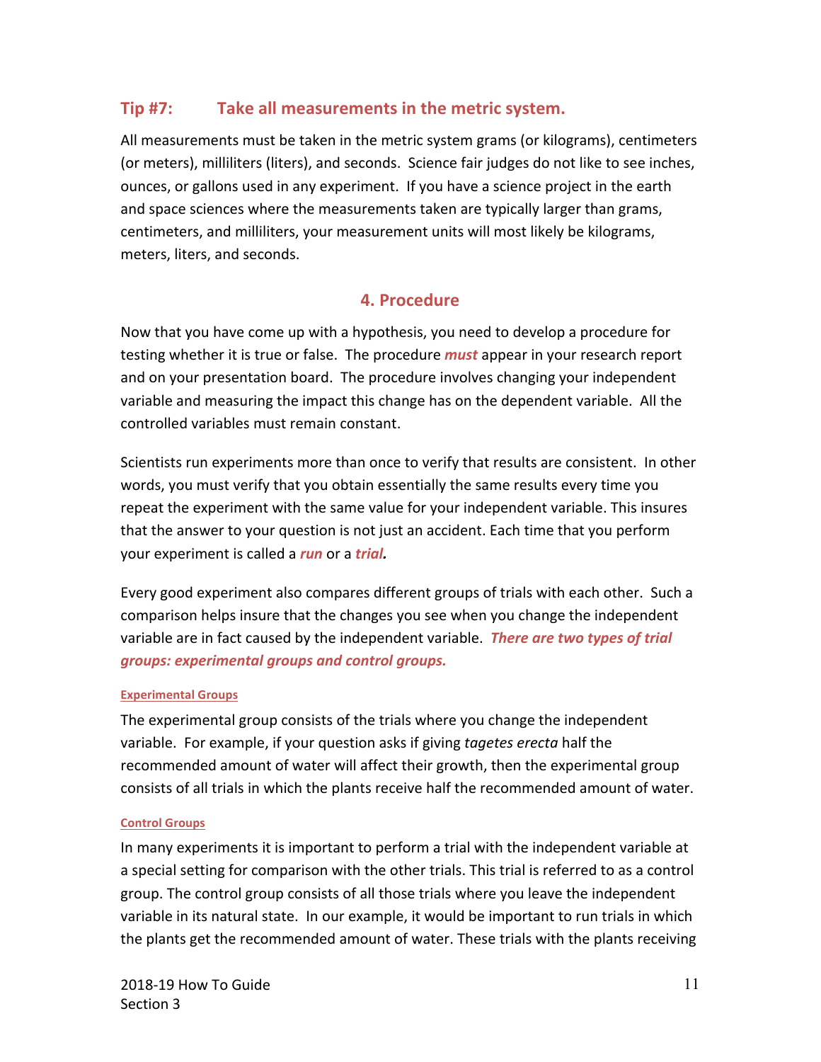## Tip #7: Take all measurements in the metric system.

All measurements must be taken in the metric system grams (or kilograms), centimeters (or meters), milliliters (liters), and seconds. Science fair judges do not like to see inches, ounces, or gallons used in any experiment. If you have a science project in the earth and space sciences where the measurements taken are typically larger than grams, centimeters, and milliliters, your measurement units will most likely be kilograms, meters, liters, and seconds.

## 4. Procedure

Now that you have come up with a hypothesis, you need to develop a procedure for testing whether it is true or false. The procedure ***must*** appear in your research report and on your presentation board. The procedure involves changing your independent variable and measuring the impact this change has on the dependent variable. All the controlled variables must remain constant.

Scientists run experiments more than once to verify that results are consistent. In other words, you must verify that you obtain essentially the same results every time you repeat the experiment with the same value for your independent variable. This insures that the answer to your question is not just an accident. Each time that you perform your experiment is called a ***run*** or a ***trial.***

Every good experiment also compares different groups of trials with each other. Such a comparison helps insure that the changes you see when you change the independent variable are in fact caused by the independent variable. ***There are two types of trial groups: experimental groups and control groups.***

#### Experimental Groups

The experimental group consists of the trials where you change the independent variable. For example, if your question asks if giving *tagetes erecta* half the recommended amount of water will affect their growth, then the experimental group consists of all trials in which the plants receive half the recommended amount of water.

#### Control Groups

In many experiments it is important to perform a trial with the independent variable at a special setting for comparison with the other trials. This trial is referred to as a control group. The control group consists of all those trials where you leave the independent variable in its natural state. In our example, it would be important to run trials in which the plants get the recommended amount of water. These trials with the plants receiving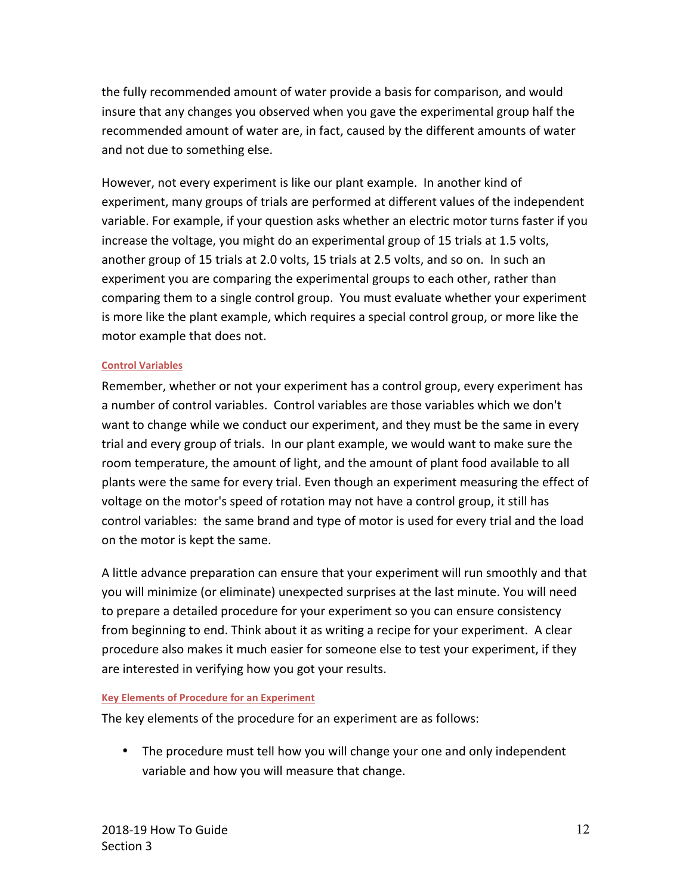the fully recommended amount of water provide a basis for comparison, and would insure that any changes you observed when you gave the experimental group half the recommended amount of water are, in fact, caused by the different amounts of water and not due to something else.

However, not every experiment is like our plant example. In another kind of experiment, many groups of trials are performed at different values of the independent variable. For example, if your question asks whether an electric motor turns faster if you increase the voltage, you might do an experimental group of 15 trials at 1.5 volts, another group of 15 trials at 2.0 volts, 15 trials at 2.5 volts, and so on. In such an experiment you are comparing the experimental groups to each other, rather than comparing them to a single control group. You must evaluate whether your experiment is more like the plant example, which requires a special control group, or more like the motor example that does not.

### Control Variables

Remember, whether or not your experiment has a control group, every experiment has a number of control variables. Control variables are those variables which we don't want to change while we conduct our experiment, and they must be the same in every trial and every group of trials. In our plant example, we would want to make sure the room temperature, the amount of light, and the amount of plant food available to all plants were the same for every trial. Even though an experiment measuring the effect of voltage on the motor's speed of rotation may not have a control group, it still has control variables: the same brand and type of motor is used for every trial and the load on the motor is kept the same.

A little advance preparation can ensure that your experiment will run smoothly and that you will minimize (or eliminate) unexpected surprises at the last minute. You will need to prepare a detailed procedure for your experiment so you can ensure consistency from beginning to end. Think about it as writing a recipe for your experiment. A clear procedure also makes it much easier for someone else to test your experiment, if they are interested in verifying how you got your results.

### Key Elements of Procedure for an Experiment

The key elements of the procedure for an experiment are as follows:

- The procedure must tell how you will change your one and only independent variable and how you will measure that change.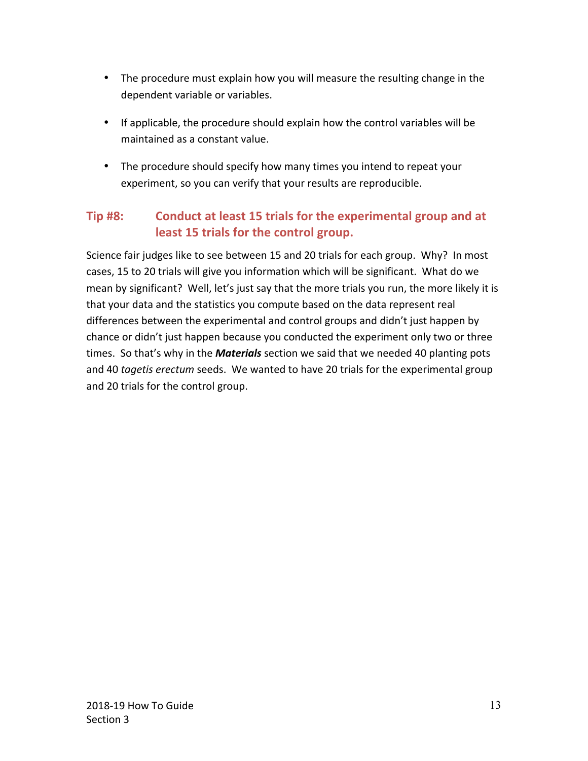- The procedure must explain how you will measure the resulting change in the dependent variable or variables.
- If applicable, the procedure should explain how the control variables will be maintained as a constant value.
- The procedure should specify how many times you intend to repeat your experiment, so you can verify that your results are reproducible.

### Tip #8: Conduct at least 15 trials for the experimental group and at least 15 trials for the control group.

Science fair judges like to see between 15 and 20 trials for each group. Why? In most cases, 15 to 20 trials will give you information which will be significant. What do we mean by significant? Well, let's just say that the more trials you run, the more likely it is that your data and the statistics you compute based on the data represent real differences between the experimental and control groups and didn't just happen by chance or didn't just happen because you conducted the experiment only two or three times. So that's why in the ***Materials*** section we said that we needed 40 planting pots and 40 *tagetis erectum* seeds. We wanted to have 20 trials for the experimental group and 20 trials for the control group.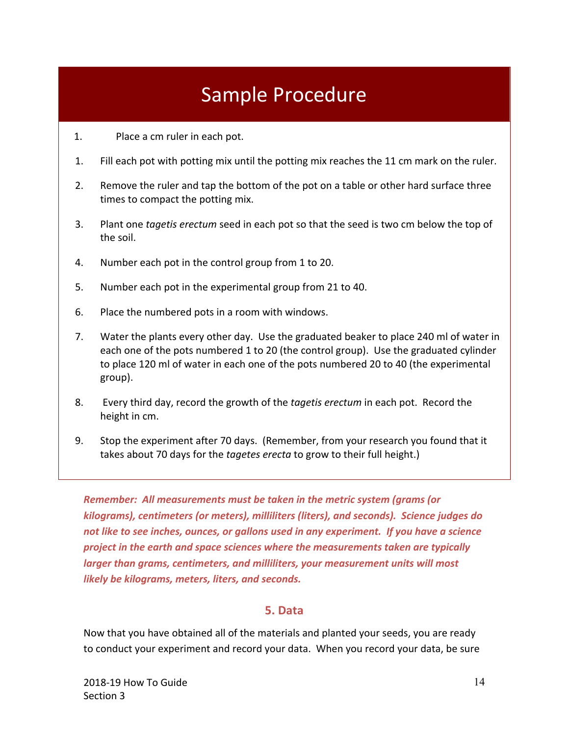## Sample Procedure

1. Place a cm ruler in each pot.

1. Fill each pot with potting mix until the potting mix reaches the 11 cm mark on the ruler.

2. Remove the ruler and tap the bottom of the pot on a table or other hard surface three times to compact the potting mix.

3. Plant one *tagetis erectum* seed in each pot so that the seed is two cm below the top of the soil.

4. Number each pot in the control group from 1 to 20.

5. Number each pot in the experimental group from 21 to 40.

6. Place the numbered pots in a room with windows.

7. Water the plants every other day. Use the graduated beaker to place 240 ml of water in each one of the pots numbered 1 to 20 (the control group). Use the graduated cylinder to place 120 ml of water in each one of the pots numbered 20 to 40 (the experimental group).

8. Every third day, record the growth of the *tagetis erectum* in each pot. Record the height in cm.

9. Stop the experiment after 70 days. (Remember, from your research you found that it takes about 70 days for the *tagetes erecta* to grow to their full height.)

***Remember: All measurements must be taken in the metric system (grams (or kilograms), centimeters (or meters), milliliters (liters), and seconds). Science judges do not like to see inches, ounces, or gallons used in any experiment. If you have a science project in the earth and space sciences where the measurements taken are typically larger than grams, centimeters, and milliliters, your measurement units will most likely be kilograms, meters, liters, and seconds.***

### 5. Data

Now that you have obtained all of the materials and planted your seeds, you are ready to conduct your experiment and record your data. When you record your data, be sure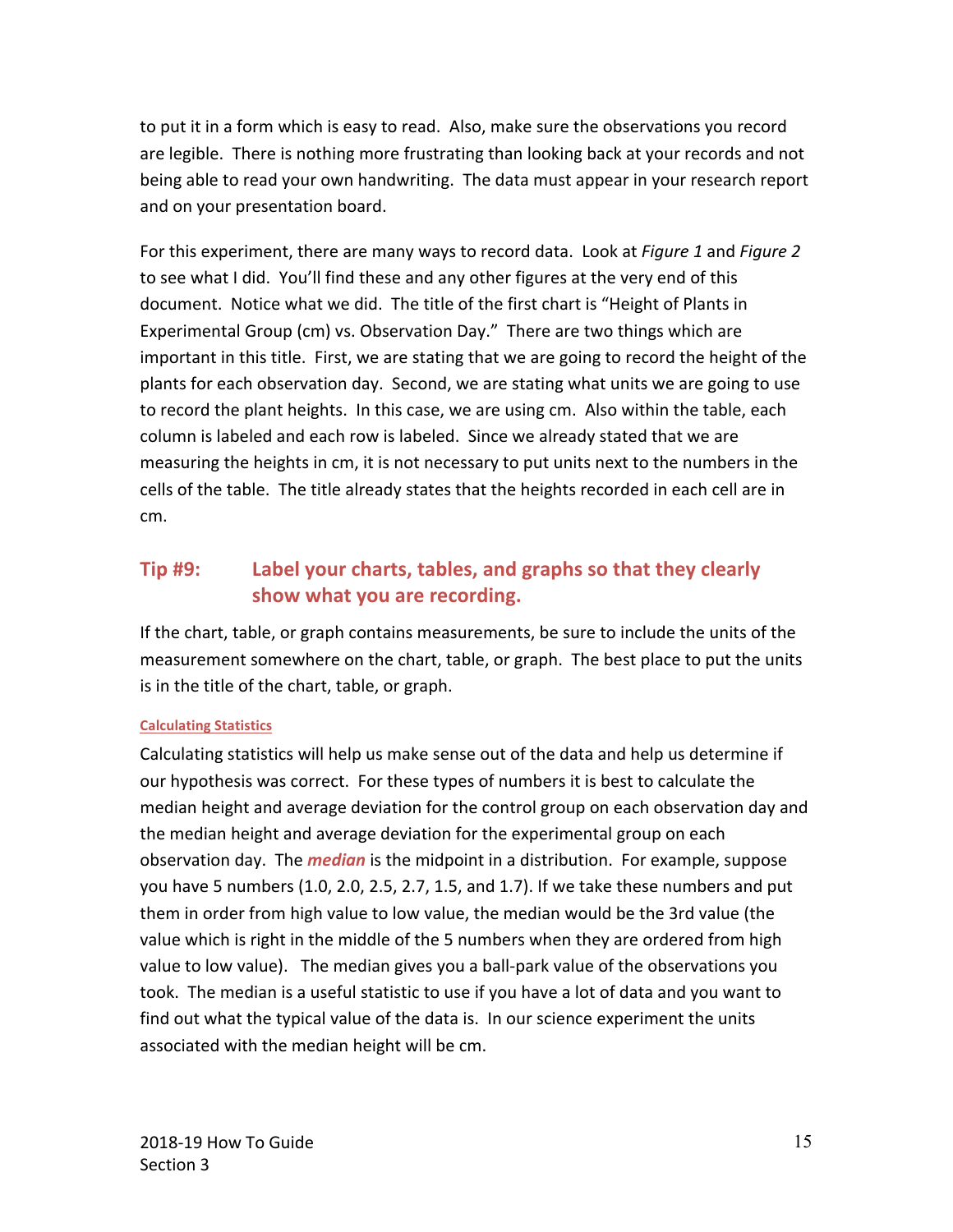to put it in a form which is easy to read. Also, make sure the observations you record are legible. There is nothing more frustrating than looking back at your records and not being able to read your own handwriting. The data must appear in your research report and on your presentation board.

For this experiment, there are many ways to record data. Look at *Figure 1* and *Figure 2* to see what I did. You'll find these and any other figures at the very end of this document. Notice what we did. The title of the first chart is "Height of Plants in Experimental Group (cm) vs. Observation Day." There are two things which are important in this title. First, we are stating that we are going to record the height of the plants for each observation day. Second, we are stating what units we are going to use to record the plant heights. In this case, we are using cm. Also within the table, each column is labeled and each row is labeled. Since we already stated that we are measuring the heights in cm, it is not necessary to put units next to the numbers in the cells of the table. The title already states that the heights recorded in each cell are in cm.

## Tip #9: Label your charts, tables, and graphs so that they clearly show what you are recording.

If the chart, table, or graph contains measurements, be sure to include the units of the measurement somewhere on the chart, table, or graph. The best place to put the units is in the title of the chart, table, or graph.

#### Calculating Statistics

Calculating statistics will help us make sense out of the data and help us determine if our hypothesis was correct. For these types of numbers it is best to calculate the median height and average deviation for the control group on each observation day and the median height and average deviation for the experimental group on each observation day. The ***median*** is the midpoint in a distribution. For example, suppose you have 5 numbers (1.0, 2.0, 2.5, 2.7, 1.5, and 1.7). If we take these numbers and put them in order from high value to low value, the median would be the 3rd value (the value which is right in the middle of the 5 numbers when they are ordered from high value to low value). The median gives you a ball-park value of the observations you took. The median is a useful statistic to use if you have a lot of data and you want to find out what the typical value of the data is. In our science experiment the units associated with the median height will be cm.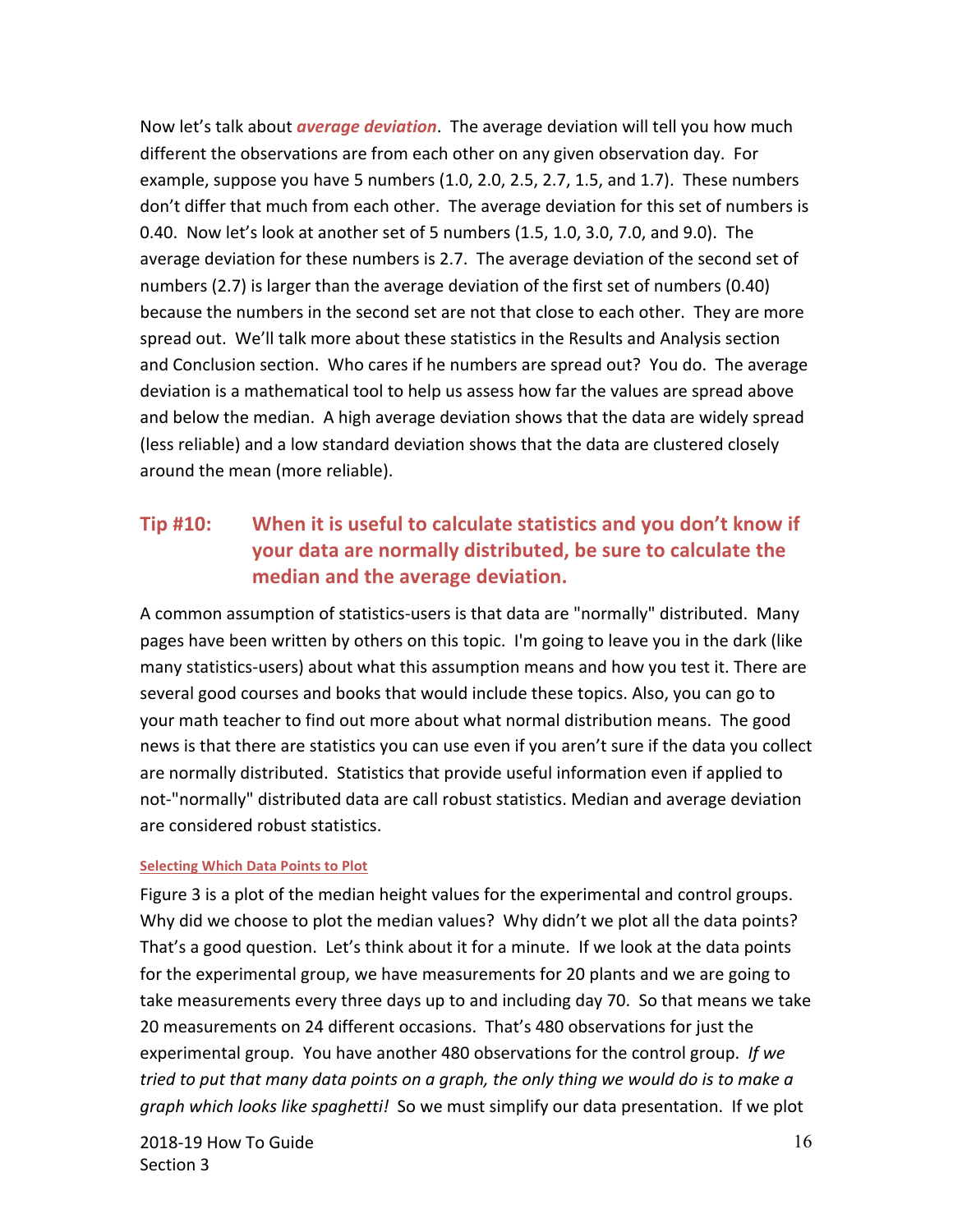Now let's talk about ***average deviation***. The average deviation will tell you how much different the observations are from each other on any given observation day. For example, suppose you have 5 numbers (1.0, 2.0, 2.5, 2.7, 1.5, and 1.7). These numbers don't differ that much from each other. The average deviation for this set of numbers is 0.40. Now let's look at another set of 5 numbers (1.5, 1.0, 3.0, 7.0, and 9.0). The average deviation for these numbers is 2.7. The average deviation of the second set of numbers (2.7) is larger than the average deviation of the first set of numbers (0.40) because the numbers in the second set are not that close to each other. They are more spread out. We'll talk more about these statistics in the Results and Analysis section and Conclusion section. Who cares if he numbers are spread out? You do. The average deviation is a mathematical tool to help us assess how far the values are spread above and below the median. A high average deviation shows that the data are widely spread (less reliable) and a low standard deviation shows that the data are clustered closely around the mean (more reliable).

## Tip #10: When it is useful to calculate statistics and you don't know if your data are normally distributed, be sure to calculate the median and the average deviation.

A common assumption of statistics-users is that data are "normally" distributed. Many pages have been written by others on this topic. I'm going to leave you in the dark (like many statistics-users) about what this assumption means and how you test it. There are several good courses and books that would include these topics. Also, you can go to your math teacher to find out more about what normal distribution means. The good news is that there are statistics you can use even if you aren't sure if the data you collect are normally distributed. Statistics that provide useful information even if applied to not-"normally" distributed data are call robust statistics. Median and average deviation are considered robust statistics.

#### Selecting Which Data Points to Plot

Figure 3 is a plot of the median height values for the experimental and control groups. Why did we choose to plot the median values? Why didn't we plot all the data points? That's a good question. Let's think about it for a minute. If we look at the data points for the experimental group, we have measurements for 20 plants and we are going to take measurements every three days up to and including day 70. So that means we take 20 measurements on 24 different occasions. That's 480 observations for just the experimental group. You have another 480 observations for the control group. *If we tried to put that many data points on a graph, the only thing we would do is to make a graph which looks like spaghetti!* So we must simplify our data presentation. If we plot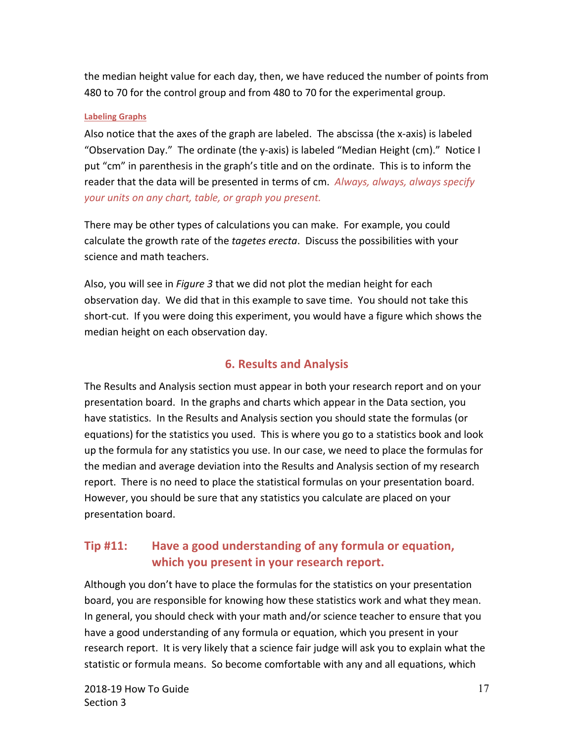the median height value for each day, then, we have reduced the number of points from 480 to 70 for the control group and from 480 to 70 for the experimental group.

#### Labeling Graphs

Also notice that the axes of the graph are labeled. The abscissa (the x-axis) is labeled "Observation Day." The ordinate (the y-axis) is labeled "Median Height (cm)." Notice I put "cm" in parenthesis in the graph's title and on the ordinate. This is to inform the reader that the data will be presented in terms of cm. *Always, always, always specify your units on any chart, table, or graph you present.*

There may be other types of calculations you can make. For example, you could calculate the growth rate of the *tagetes erecta*. Discuss the possibilities with your science and math teachers.

Also, you will see in *Figure 3* that we did not plot the median height for each observation day. We did that in this example to save time. You should not take this short-cut. If you were doing this experiment, you would have a figure which shows the median height on each observation day.

## 6. Results and Analysis

The Results and Analysis section must appear in both your research report and on your presentation board. In the graphs and charts which appear in the Data section, you have statistics. In the Results and Analysis section you should state the formulas (or equations) for the statistics you used. This is where you go to a statistics book and look up the formula for any statistics you use. In our case, we need to place the formulas for the median and average deviation into the Results and Analysis section of my research report. There is no need to place the statistical formulas on your presentation board. However, you should be sure that any statistics you calculate are placed on your presentation board.

### Tip #11: Have a good understanding of any formula or equation, which you present in your research report.

Although you don't have to place the formulas for the statistics on your presentation board, you are responsible for knowing how these statistics work and what they mean. In general, you should check with your math and/or science teacher to ensure that you have a good understanding of any formula or equation, which you present in your research report. It is very likely that a science fair judge will ask you to explain what the statistic or formula means. So become comfortable with any and all equations, which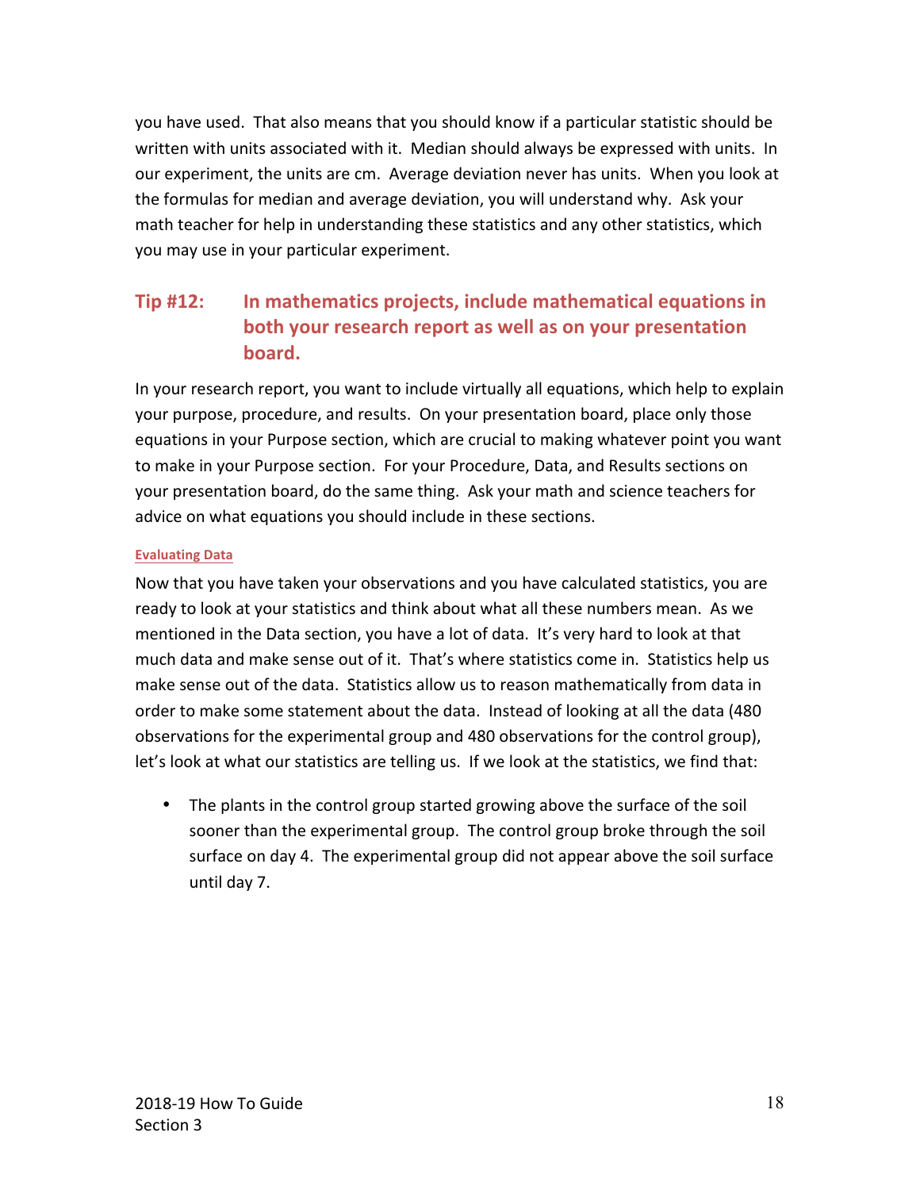you have used. That also means that you should know if a particular statistic should be written with units associated with it. Median should always be expressed with units. In our experiment, the units are cm. Average deviation never has units. When you look at the formulas for median and average deviation, you will understand why. Ask your math teacher for help in understanding these statistics and any other statistics, which you may use in your particular experiment.

### Tip #12: In mathematics projects, include mathematical equations in both your research report as well as on your presentation board.

In your research report, you want to include virtually all equations, which help to explain your purpose, procedure, and results. On your presentation board, place only those equations in your Purpose section, which are crucial to making whatever point you want to make in your Purpose section. For your Procedure, Data, and Results sections on your presentation board, do the same thing. Ask your math and science teachers for advice on what equations you should include in these sections.

#### Evaluating Data

Now that you have taken your observations and you have calculated statistics, you are ready to look at your statistics and think about what all these numbers mean. As we mentioned in the Data section, you have a lot of data. It's very hard to look at that much data and make sense out of it. That's where statistics come in. Statistics help us make sense out of the data. Statistics allow us to reason mathematically from data in order to make some statement about the data. Instead of looking at all the data (480 observations for the experimental group and 480 observations for the control group), let's look at what our statistics are telling us. If we look at the statistics, we find that:

- The plants in the control group started growing above the surface of the soil sooner than the experimental group. The control group broke through the soil surface on day 4. The experimental group did not appear above the soil surface until day 7.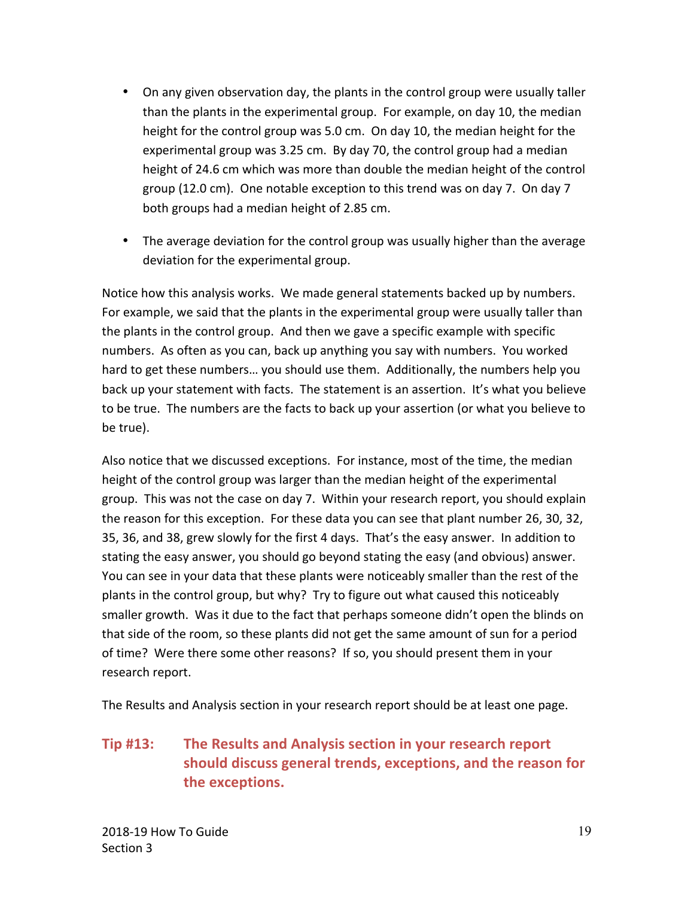- On any given observation day, the plants in the control group were usually taller than the plants in the experimental group. For example, on day 10, the median height for the control group was 5.0 cm. On day 10, the median height for the experimental group was 3.25 cm. By day 70, the control group had a median height of 24.6 cm which was more than double the median height of the control group (12.0 cm). One notable exception to this trend was on day 7. On day 7 both groups had a median height of 2.85 cm.

- The average deviation for the control group was usually higher than the average deviation for the experimental group.

Notice how this analysis works. We made general statements backed up by numbers. For example, we said that the plants in the experimental group were usually taller than the plants in the control group. And then we gave a specific example with specific numbers. As often as you can, back up anything you say with numbers. You worked hard to get these numbers… you should use them. Additionally, the numbers help you back up your statement with facts. The statement is an assertion. It's what you believe to be true. The numbers are the facts to back up your assertion (or what you believe to be true).

Also notice that we discussed exceptions. For instance, most of the time, the median height of the control group was larger than the median height of the experimental group. This was not the case on day 7. Within your research report, you should explain the reason for this exception. For these data you can see that plant number 26, 30, 32, 35, 36, and 38, grew slowly for the first 4 days. That's the easy answer. In addition to stating the easy answer, you should go beyond stating the easy (and obvious) answer. You can see in your data that these plants were noticeably smaller than the rest of the plants in the control group, but why? Try to figure out what caused this noticeably smaller growth. Was it due to the fact that perhaps someone didn't open the blinds on that side of the room, so these plants did not get the same amount of sun for a period of time? Were there some other reasons? If so, you should present them in your research report.

The Results and Analysis section in your research report should be at least one page.

### Tip #13: The Results and Analysis section in your research report should discuss general trends, exceptions, and the reason for the exceptions.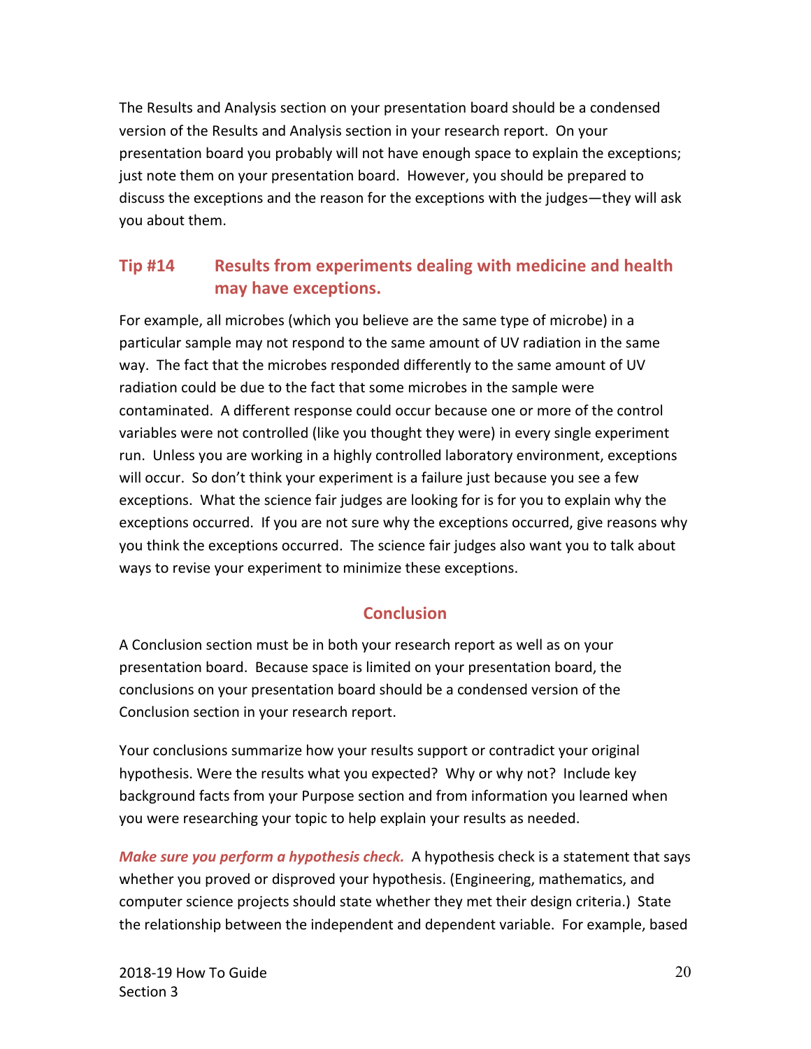The Results and Analysis section on your presentation board should be a condensed version of the Results and Analysis section in your research report. On your presentation board you probably will not have enough space to explain the exceptions; just note them on your presentation board. However, you should be prepared to discuss the exceptions and the reason for the exceptions with the judges—they will ask you about them.

### Tip #14 Results from experiments dealing with medicine and health may have exceptions.

For example, all microbes (which you believe are the same type of microbe) in a particular sample may not respond to the same amount of UV radiation in the same way. The fact that the microbes responded differently to the same amount of UV radiation could be due to the fact that some microbes in the sample were contaminated. A different response could occur because one or more of the control variables were not controlled (like you thought they were) in every single experiment run. Unless you are working in a highly controlled laboratory environment, exceptions will occur. So don't think your experiment is a failure just because you see a few exceptions. What the science fair judges are looking for is for you to explain why the exceptions occurred. If you are not sure why the exceptions occurred, give reasons why you think the exceptions occurred. The science fair judges also want you to talk about ways to revise your experiment to minimize these exceptions.

## Conclusion

A Conclusion section must be in both your research report as well as on your presentation board. Because space is limited on your presentation board, the conclusions on your presentation board should be a condensed version of the Conclusion section in your research report.

Your conclusions summarize how your results support or contradict your original hypothesis. Were the results what you expected? Why or why not? Include key background facts from your Purpose section and from information you learned when you were researching your topic to help explain your results as needed.

***Make sure you perform a hypothesis check.*** A hypothesis check is a statement that says whether you proved or disproved your hypothesis. (Engineering, mathematics, and computer science projects should state whether they met their design criteria.) State the relationship between the independent and dependent variable. For example, based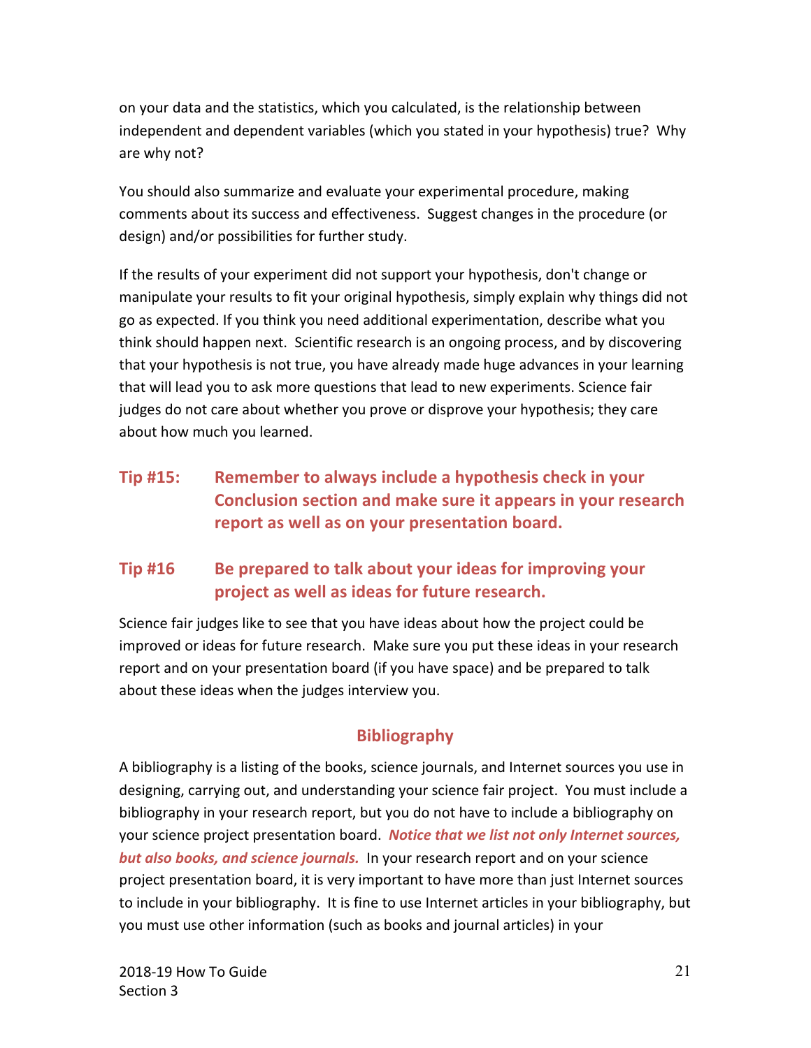on your data and the statistics, which you calculated, is the relationship between independent and dependent variables (which you stated in your hypothesis) true? Why are why not?

You should also summarize and evaluate your experimental procedure, making comments about its success and effectiveness. Suggest changes in the procedure (or design) and/or possibilities for further study.

If the results of your experiment did not support your hypothesis, don't change or manipulate your results to fit your original hypothesis, simply explain why things did not go as expected. If you think you need additional experimentation, describe what you think should happen next. Scientific research is an ongoing process, and by discovering that your hypothesis is not true, you have already made huge advances in your learning that will lead you to ask more questions that lead to new experiments. Science fair judges do not care about whether you prove or disprove your hypothesis; they care about how much you learned.

**Tip #15: Remember to always include a hypothesis check in your Conclusion section and make sure it appears in your research report as well as on your presentation board.**

**Tip #16 Be prepared to talk about your ideas for improving your project as well as ideas for future research.**

Science fair judges like to see that you have ideas about how the project could be improved or ideas for future research. Make sure you put these ideas in your research report and on your presentation board (if you have space) and be prepared to talk about these ideas when the judges interview you.

## Bibliography

A bibliography is a listing of the books, science journals, and Internet sources you use in designing, carrying out, and understanding your science fair project. You must include a bibliography in your research report, but you do not have to include a bibliography on your science project presentation board. ***Notice that we list not only Internet sources, but also books, and science journals.*** In your research report and on your science project presentation board, it is very important to have more than just Internet sources to include in your bibliography. It is fine to use Internet articles in your bibliography, but you must use other information (such as books and journal articles) in your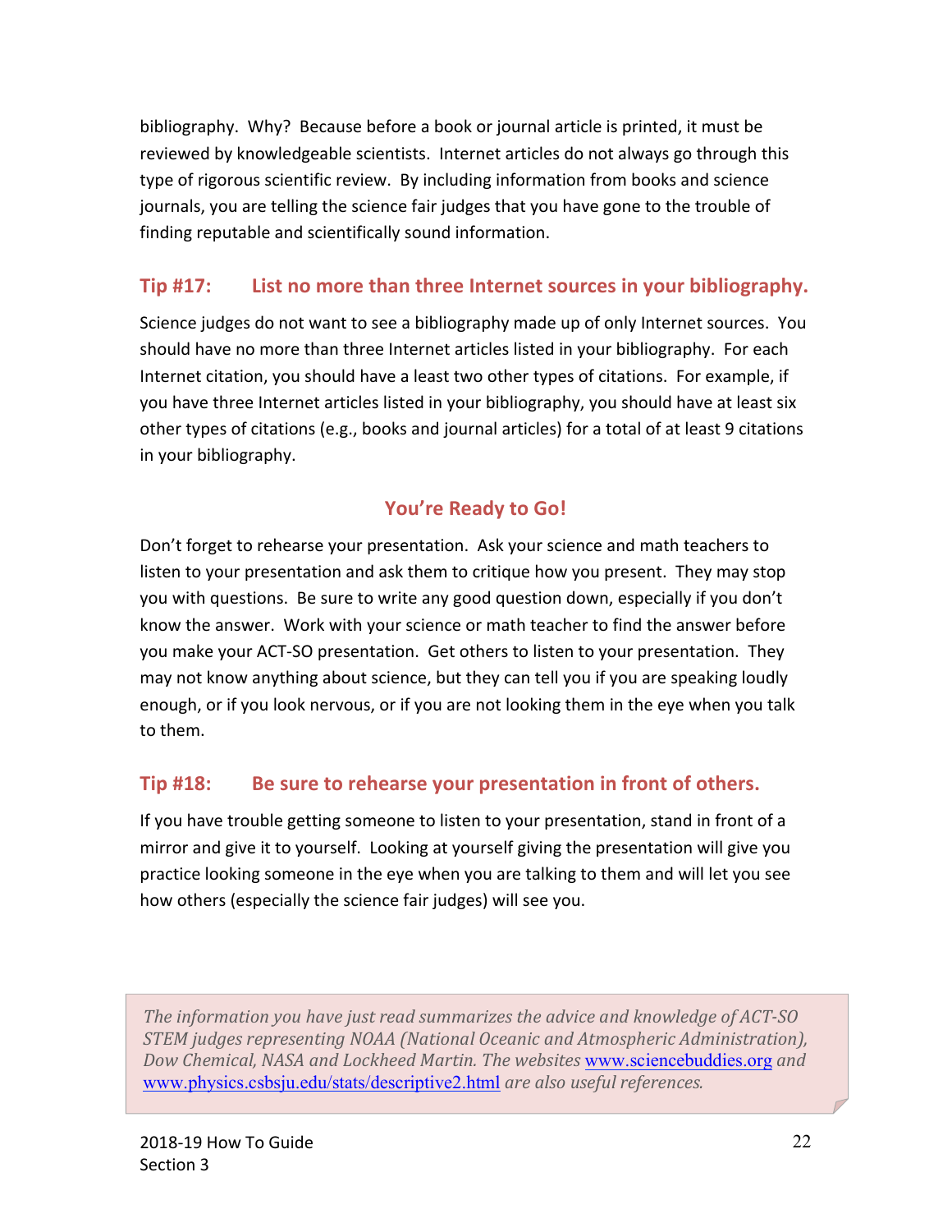bibliography. Why? Because before a book or journal article is printed, it must be reviewed by knowledgeable scientists. Internet articles do not always go through this type of rigorous scientific review. By including information from books and science journals, you are telling the science fair judges that you have gone to the trouble of finding reputable and scientifically sound information.

### Tip #17: List no more than three Internet sources in your bibliography.

Science judges do not want to see a bibliography made up of only Internet sources. You should have no more than three Internet articles listed in your bibliography. For each Internet citation, you should have a least two other types of citations. For example, if you have three Internet articles listed in your bibliography, you should have at least six other types of citations (e.g., books and journal articles) for a total of at least 9 citations in your bibliography.

## You're Ready to Go!

Don't forget to rehearse your presentation. Ask your science and math teachers to listen to your presentation and ask them to critique how you present. They may stop you with questions. Be sure to write any good question down, especially if you don't know the answer. Work with your science or math teacher to find the answer before you make your ACT-SO presentation. Get others to listen to your presentation. They may not know anything about science, but they can tell you if you are speaking loudly enough, or if you look nervous, or if you are not looking them in the eye when you talk to them.

### Tip #18: Be sure to rehearse your presentation in front of others.

If you have trouble getting someone to listen to your presentation, stand in front of a mirror and give it to yourself. Looking at yourself giving the presentation will give you practice looking someone in the eye when you are talking to them and will let you see how others (especially the science fair judges) will see you.

*The information you have just read summarizes the advice and knowledge of ACT-SO STEM judges representing NOAA (National Oceanic and Atmospheric Administration), Dow Chemical, NASA and Lockheed Martin. The websites* www.sciencebuddies.org *and* www.physics.csbsju.edu/stats/descriptive2.html *are also useful references.*